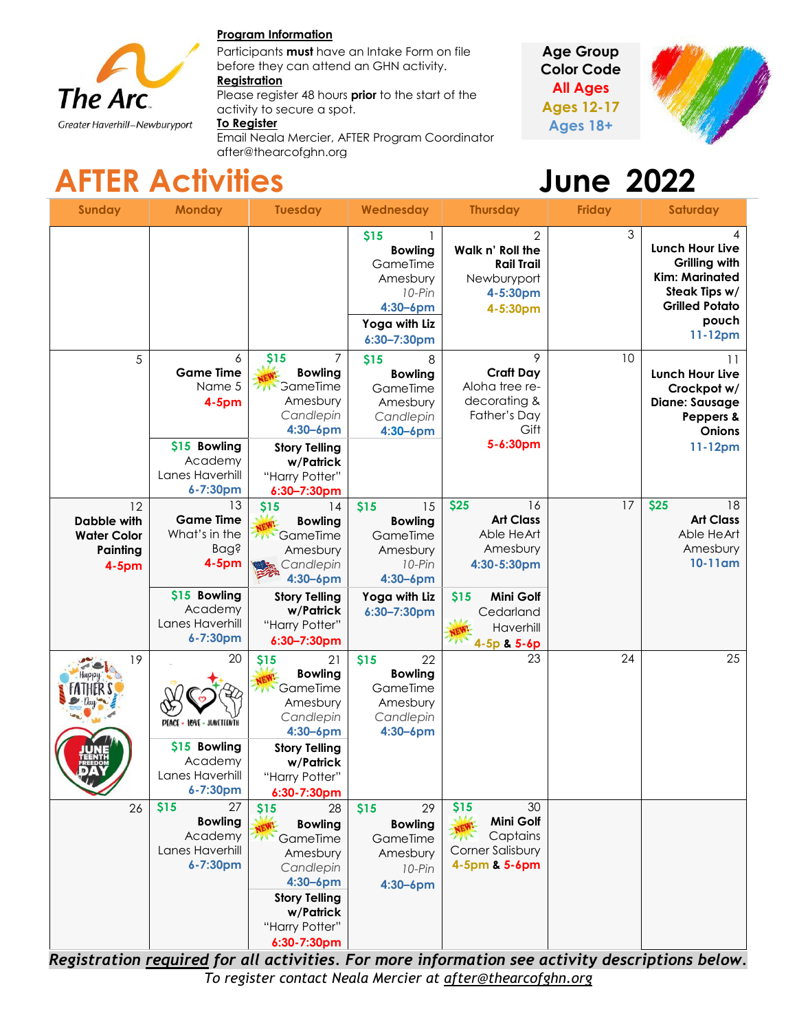**Program Information**

Participants **must** have an Intake Form on file before they can attend an GHN activity.

**Registration**

Please register 48 hours **prior** to the start of the activity to secure a spot.

**To Register**

Email Neala Mercier, AFTER Program Coordinator after@thearcofghn.org

The Arc. Greater Haverhill–Newburyport

**Age Group Color Code**
All Ages
Ages 12-17
Ages 18+

# AFTER Activities

# June 2022

| Sunday | Monday | Tuesday | Wednesday | Thursday | Friday | Saturday |
|---|---|---|---|---|---|---|
| | | | 1 $15 **Bowling** GameTime Amesbury *10-Pin* 4:30–6pm; **Yoga with Liz** 6:30–7:30pm | 2 **Walk n' Roll the Rail Trail** Newburyport 4-5:30pm 4-5:30pm | 3 | 4 **Lunch Hour Live Grilling with Kim: Marinated Steak Tips w/ Grilled Potato pouch** 11-12pm |
| 5 | 6 **Game Time** Name 5 4-5pm; $15 **Bowling** Academy Lanes Haverhill 6-7:30pm | 7 $15 NEW! **Bowling** GameTime Amesbury *Candlepin* 4:30–6pm; **Story Telling w/Patrick** "Harry Potter" 6:30–7:30pm | 8 $15 **Bowling** GameTime Amesbury *Candlepin* 4:30–6pm | 9 **Craft Day** Aloha tree re-decorating & Father's Day Gift 5-6:30pm | 10 | 11 **Lunch Hour Live Crockpot w/ Diane: Sausage Peppers & Onions** 11-12pm |
| 12 **Dabble with Water Color Painting** 4-5pm | 13 **Game Time** What's in the Bag? 4-5pm; $15 **Bowling** Academy Lanes Haverhill 6-7:30pm | 14 $15 NEW! **Bowling** GameTime Amesbury *Candlepin* 4:30–6pm; **Story Telling w/Patrick** "Harry Potter" 6:30–7:30pm | 15 $15 **Bowling** GameTime Amesbury *10-Pin* 4:30–6pm; **Yoga with Liz** 6:30–7:30pm | 16 $25 **Art Class** Able HeArt Amesbury 4:30-5:30pm; $15 NEW! **Mini Golf** Cedarland Haverhill 4-5p & 5-6p | 17 | 18 $25 **Art Class** Able HeArt Amesbury 10-11am |
| 19 Happy Father's Day; Juneteenth Freedom Day | 20 Peace · Love · Juneteenth; $15 **Bowling** Academy Lanes Haverhill 6-7:30pm | 21 $15 NEW! **Bowling** GameTime Amesbury *Candlepin* 4:30–6pm; **Story Telling w/Patrick** "Harry Potter" 6:30-7:30pm | 22 $15 **Bowling** GameTime Amesbury *Candlepin* 4:30–6pm | 23 | 24 | 25 |
| 26 | 27 $15 **Bowling** Academy Lanes Haverhill 6-7:30pm | 28 $15 NEW! **Bowling** GameTime Amesbury *Candlepin* 4:30–6pm; **Story Telling w/Patrick** "Harry Potter" 6:30-7:30pm | 29 $15 **Bowling** GameTime Amesbury *10-Pin* 4:30–6pm | 30 $15 NEW! **Mini Golf** Captains Corner Salisbury 4-5pm & 5-6pm | | |

***Registration required for all activities. For more information see activity descriptions below.***

*To register contact Neala Mercier at after@thearcofghn.org*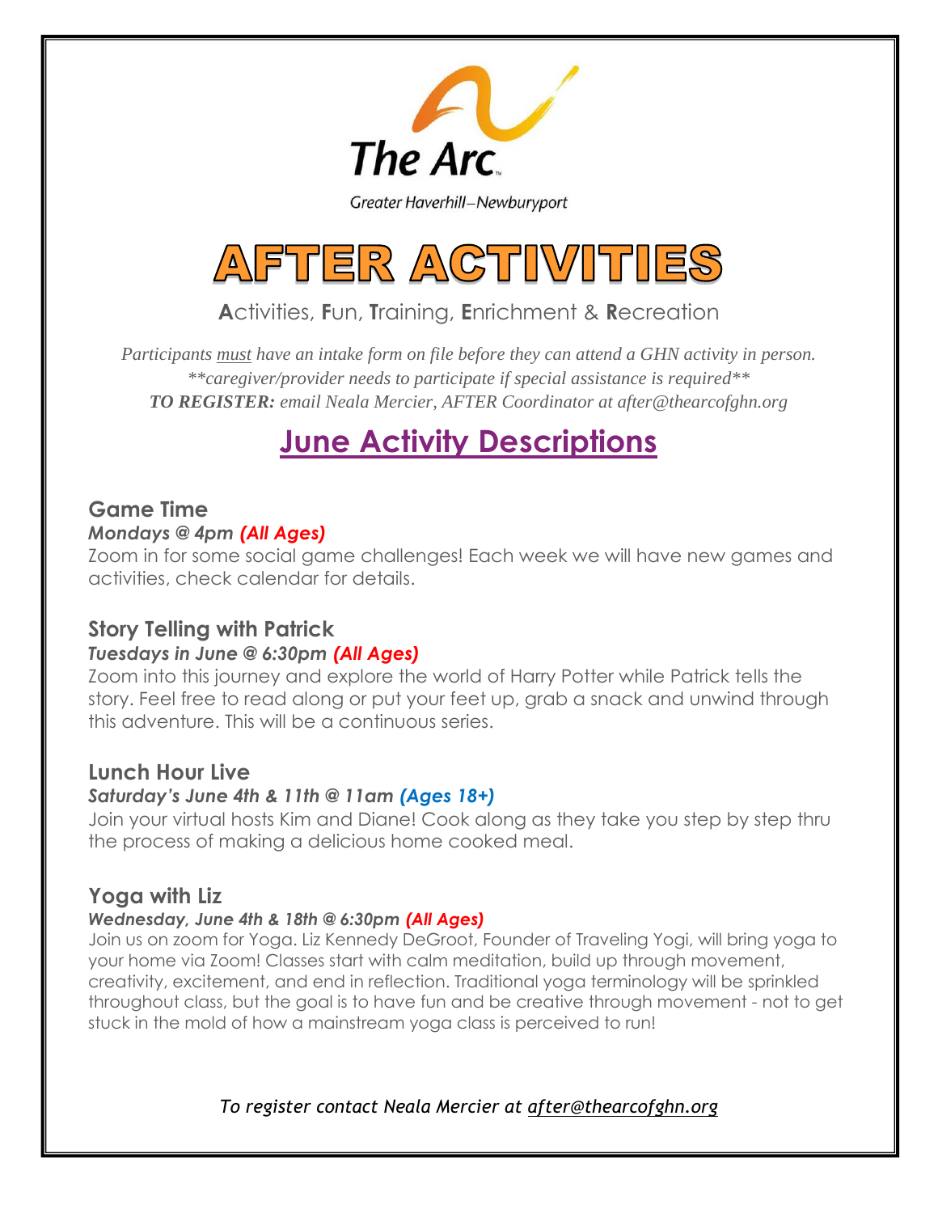The Arc

Greater Haverhill–Newburyport

# AFTER ACTIVITIES

**A**ctivities, **F**un, **T**raining, **E**nrichment & **R**ecreation

*Participants must have an intake form on file before they can attend a GHN activity in person.*
*\*\*caregiver/provider needs to participate if special assistance is required\*\**
***TO REGISTER:** email Neala Mercier, AFTER Coordinator at after@thearcofghn.org*

## June Activity Descriptions

### Game Time

***Mondays @ 4pm (All Ages)***

Zoom in for some social game challenges! Each week we will have new games and activities, check calendar for details.

### Story Telling with Patrick

***Tuesdays in June @ 6:30pm (All Ages)***

Zoom into this journey and explore the world of Harry Potter while Patrick tells the story. Feel free to read along or put your feet up, grab a snack and unwind through this adventure. This will be a continuous series.

### Lunch Hour Live

***Saturday's June 4th & 11th @ 11am (Ages 18+)***

Join your virtual hosts Kim and Diane! Cook along as they take you step by step thru the process of making a delicious home cooked meal.

### Yoga with Liz

***Wednesday, June 4th & 18th @ 6:30pm (All Ages)***

Join us on zoom for Yoga. Liz Kennedy DeGroot, Founder of Traveling Yogi, will bring yoga to your home via Zoom! Classes start with calm meditation, build up through movement, creativity, excitement, and end in reflection. Traditional yoga terminology will be sprinkled throughout class, but the goal is to have fun and be creative through movement - not to get stuck in the mold of how a mainstream yoga class is perceived to run!

*To register contact Neala Mercier at after@thearcofghn.org*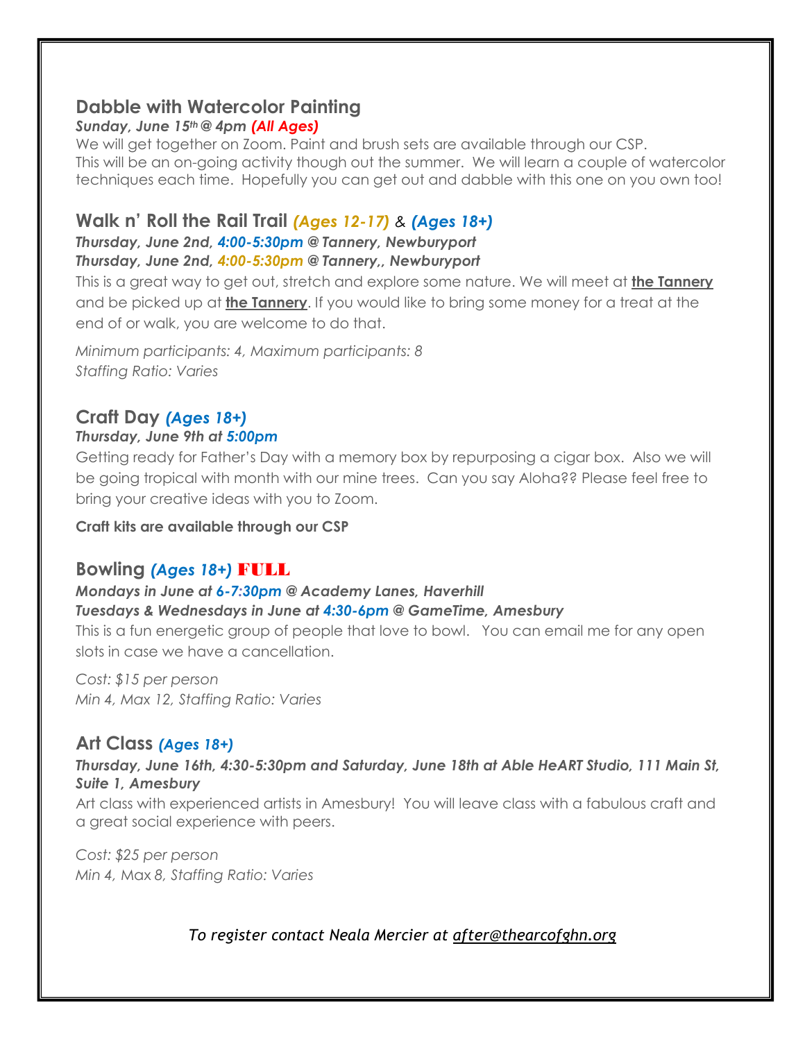## Dabble with Watercolor Painting

***Sunday, June 15th @ 4pm (All Ages)***

We will get together on Zoom. Paint and brush sets are available through our CSP. This will be an on-going activity though out the summer. We will learn a couple of watercolor techniques each time. Hopefully you can get out and dabble with this one on you own too!

## Walk n' Roll the Rail Trail *(Ages 12-17)* & *(Ages 18+)*

***Thursday, June 2nd, 4:00-5:30pm @ Tannery, Newburyport***
***Thursday, June 2nd, 4:00-5:30pm @ Tannery,, Newburyport***

This is a great way to get out, stretch and explore some nature. We will meet at **the Tannery** and be picked up at **the Tannery**. If you would like to bring some money for a treat at the end of or walk, you are welcome to do that.

*Minimum participants: 4, Maximum participants: 8*
*Staffing Ratio: Varies*

## Craft Day *(Ages 18+)*

***Thursday, June 9th at 5:00pm***

Getting ready for Father's Day with a memory box by repurposing a cigar box. Also we will be going tropical with month with our mine trees. Can you say Aloha?? Please feel free to bring your creative ideas with you to Zoom.

**Craft kits are available through our CSP**

## Bowling *(Ages 18+)* FULL

***Mondays in June at 6-7:30pm @ Academy Lanes, Haverhill***
***Tuesdays & Wednesdays in June at 4:30-6pm @ GameTime, Amesbury***

This is a fun energetic group of people that love to bowl. You can email me for any open slots in case we have a cancellation.

*Cost: $15 per person*
*Min 4, Max 12, Staffing Ratio: Varies*

## Art Class *(Ages 18+)*

***Thursday, June 16th, 4:30-5:30pm and Saturday, June 18th at Able HeART Studio, 111 Main St, Suite 1, Amesbury***

Art class with experienced artists in Amesbury! You will leave class with a fabulous craft and a great social experience with peers.

*Cost: $25 per person*
*Min 4, Max 8, Staffing Ratio: Varies*

*To register contact Neala Mercier at after@thearcofghn.org*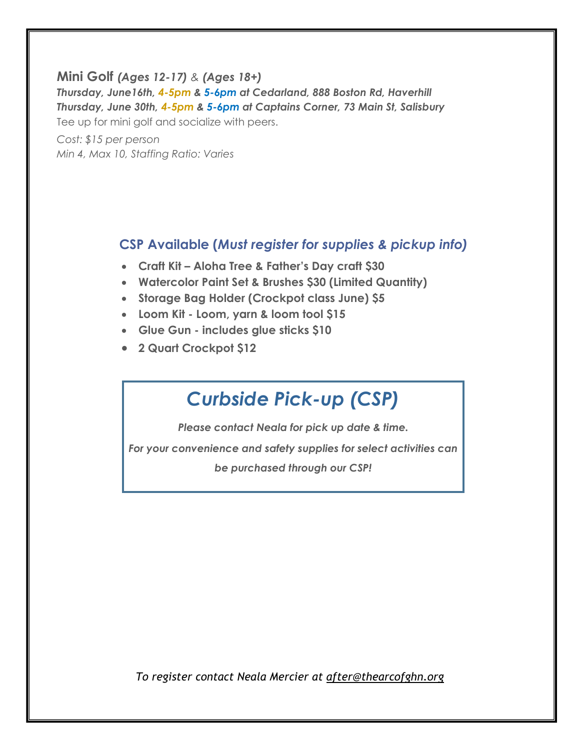**Mini Golf** ***(Ages 12-17)*** *&* ***(Ages 18+)***

***Thursday, June16th, 4-5pm & 5-6pm at Cedarland, 888 Boston Rd, Haverhill***

***Thursday, June 30th, 4-5pm & 5-6pm at Captains Corner, 73 Main St, Salisbury***

Tee up for mini golf and socialize with peers.

*Cost: $15 per person*

*Min 4, Max 10, Staffing Ratio: Varies*

### CSP Available (*Must register for supplies & pickup info)*

- **Craft Kit – Aloha Tree & Father's Day craft $30**
- **Watercolor Paint Set & Brushes $30 (Limited Quantity)**
- **Storage Bag Holder (Crockpot class June) $5**
- **Loom Kit - Loom, yarn & loom tool $15**
- **Glue Gun - includes glue sticks $10**
- **2 Quart Crockpot $12**

## *Curbside Pick-up (CSP)*

***Please contact Neala for pick up date & time.***

***For your convenience and safety supplies for select activities can be purchased through our CSP!***

*To register contact Neala Mercier at after@thearcofghn.org*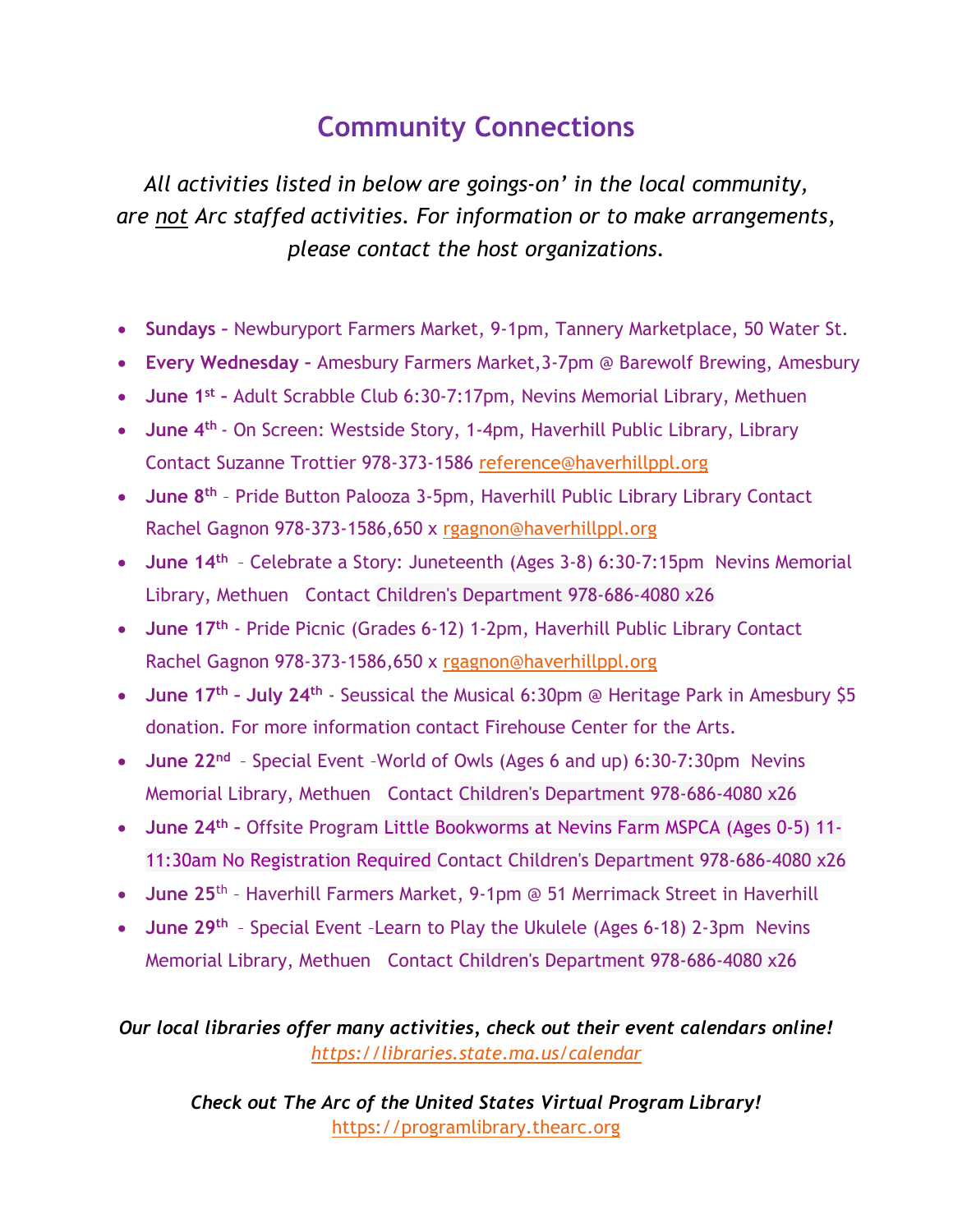# Community Connections

*All activities listed in below are goings-on' in the local community, are not Arc staffed activities. For information or to make arrangements, please contact the host organizations.*

- **Sundays –** Newburyport Farmers Market, 9-1pm, Tannery Marketplace, 50 Water St.
- **Every Wednesday –** Amesbury Farmers Market,3-7pm @ Barewolf Brewing, Amesbury
- **June 1st –** Adult Scrabble Club 6:30-7:17pm, Nevins Memorial Library, Methuen
- **June 4th** - On Screen: Westside Story, 1-4pm, Haverhill Public Library, Library Contact Suzanne Trottier 978-373-1586 reference@haverhillppl.org
- **June 8th** – Pride Button Palooza 3-5pm, Haverhill Public Library Library Contact Rachel Gagnon 978-373-1586,650 x rgagnon@haverhillppl.org
- **June 14th** – Celebrate a Story: Juneteenth (Ages 3-8) 6:30-7:15pm Nevins Memorial Library, Methuen Contact Children's Department 978-686-4080 x26
- **June 17th** - Pride Picnic (Grades 6-12) 1-2pm, Haverhill Public Library Contact Rachel Gagnon 978-373-1586,650 x rgagnon@haverhillppl.org
- **June 17th – July 24th** - Seussical the Musical 6:30pm @ Heritage Park in Amesbury $5 donation. For more information contact Firehouse Center for the Arts.
- **June 22nd** – Special Event –World of Owls (Ages 6 and up) 6:30-7:30pm Nevins Memorial Library, Methuen Contact Children's Department 978-686-4080 x26
- **June 24th –** Offsite Program Little Bookworms at Nevins Farm MSPCA (Ages 0-5) 11-11:30am No Registration Required Contact Children's Department 978-686-4080 x26
- **June 25th** – Haverhill Farmers Market, 9-1pm @ 51 Merrimack Street in Haverhill
- **June 29th** – Special Event –Learn to Play the Ukulele (Ages 6-18) 2-3pm Nevins Memorial Library, Methuen Contact Children's Department 978-686-4080 x26

***Our local libraries offer many activities, check out their event calendars online!***
*https://libraries.state.ma.us/calendar*

***Check out The Arc of the United States Virtual Program Library!***
https://programlibrary.thearc.org